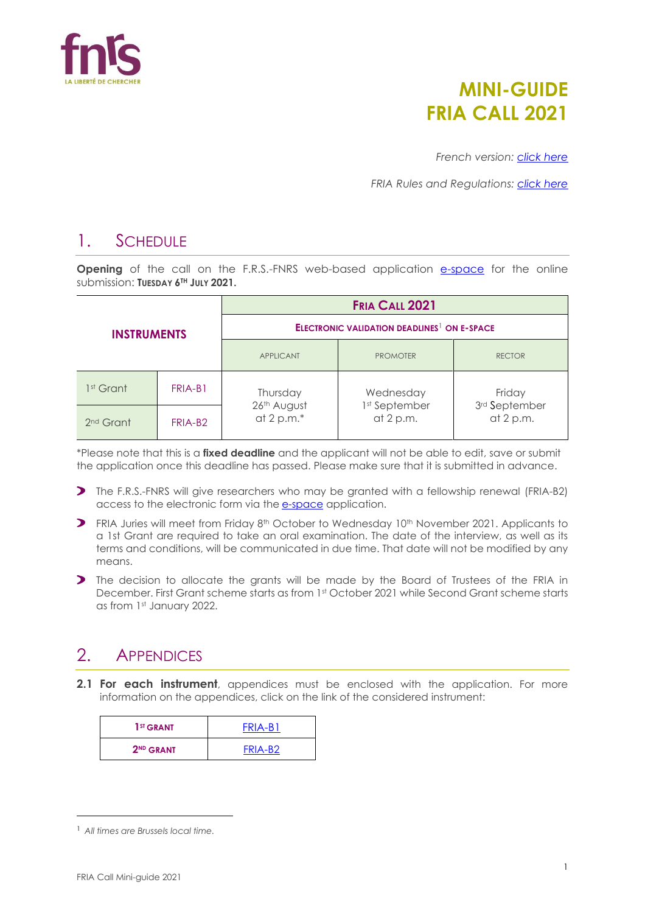# MINI-GUIDE FRIA CALL 2021

*French version: click here*

*FRIA Rules and Regulations: click here*

## 1. Schedule

**Opening** of the call on the F.R.S.-FNRS web-based application e-space for the online submission: **Tuesday 6th July 2021.**

| INSTRUMENTS | | FRIA CALL 2021 | | |
|---|---|---|---|---|
| | | ELECTRONIC VALIDATION DEADLINES[1] ON E-SPACE | | |
| | | APPLICANT | PROMOTER | RECTOR |
| 1st Grant | FRIA-B1 | Thursday 26th August at 2 p.m.* | Wednesday 1st September at 2 p.m. | Friday 3rd September at 2 p.m. |
| 2nd Grant | FRIA-B2 | | | |

*Please note that this is a **fixed deadline** and the applicant will not be able to edit, save or submit the application once this deadline has passed. Please make sure that it is submitted in advance.

- The F.R.S.-FNRS will give researchers who may be granted with a fellowship renewal (FRIA-B2) access to the electronic form via the e-space application.
- FRIA Juries will meet from Friday 8th October to Wednesday 10th November 2021. Applicants to a 1st Grant are required to take an oral examination. The date of the interview, as well as its terms and conditions, will be communicated in due time. That date will not be modified by any means.
- The decision to allocate the grants will be made by the Board of Trustees of the FRIA in December. First Grant scheme starts as from 1st October 2021 while Second Grant scheme starts as from 1st January 2022.

## 2. Appendices

**2.1 For each instrument**, appendices must be enclosed with the application. For more information on the appendices, click on the link of the considered instrument:

| 1ST GRANT | FRIA-B1 |
|---|---|
| 2ND GRANT | FRIA-B2 |

[1] *All times are Brussels local time.*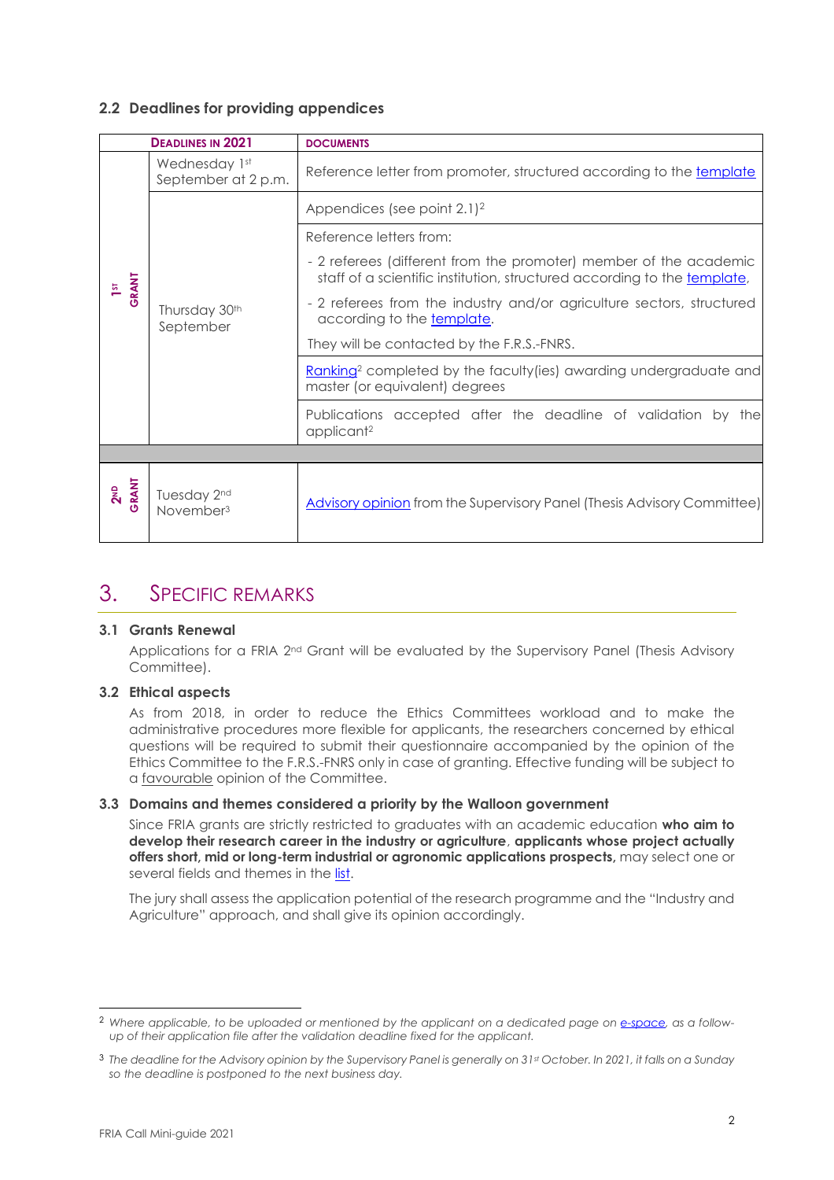### 2.2 Deadlines for providing appendices

| | Deadlines in 2021 | Documents |
|---|---|---|
| 1st GRANT | Wednesday 1st September at 2 p.m. | Reference letter from promoter, structured according to the template |
| | Thursday 30th September | Appendices (see point 2.1)[2] |
| | | Reference letters from:<br>- 2 referees (different from the promoter) member of the academic staff of a scientific institution, structured according to the template,<br>- 2 referees from the industry and/or agriculture sectors, structured according to the template.<br>They will be contacted by the F.R.S.-FNRS. |
| | | Ranking[2] completed by the faculty(ies) awarding undergraduate and master (or equivalent) degrees |
| | | Publications accepted after the deadline of validation by the applicant[2] |
| 2nd GRANT | Tuesday 2nd November[3] | Advisory opinion from the Supervisory Panel (Thesis Advisory Committee) |

## 3. Specific Remarks

### 3.1 Grants Renewal

Applications for a FRIA 2nd Grant will be evaluated by the Supervisory Panel (Thesis Advisory Committee).

### 3.2 Ethical aspects

As from 2018, in order to reduce the Ethics Committees workload and to make the administrative procedures more flexible for applicants, the researchers concerned by ethical questions will be required to submit their questionnaire accompanied by the opinion of the Ethics Committee to the F.R.S.-FNRS only in case of granting. Effective funding will be subject to a favourable opinion of the Committee.

### 3.3 Domains and themes considered a priority by the Walloon government

Since FRIA grants are strictly restricted to graduates with an academic education **who aim to develop their research career in the industry or agriculture**, **applicants whose project actually offers short, mid or long-term industrial or agronomic applications prospects,** may select one or several fields and themes in the list.

The jury shall assess the application potential of the research programme and the "Industry and Agriculture" approach, and shall give its opinion accordingly.

---

[2] *Where applicable, to be uploaded or mentioned by the applicant on a dedicated page on e-space, as a follow-up of their application file after the validation deadline fixed for the applicant.*

[3] *The deadline for the Advisory opinion by the Supervisory Panel is generally on 31st October. In 2021, it falls on a Sunday so the deadline is postponed to the next business day.*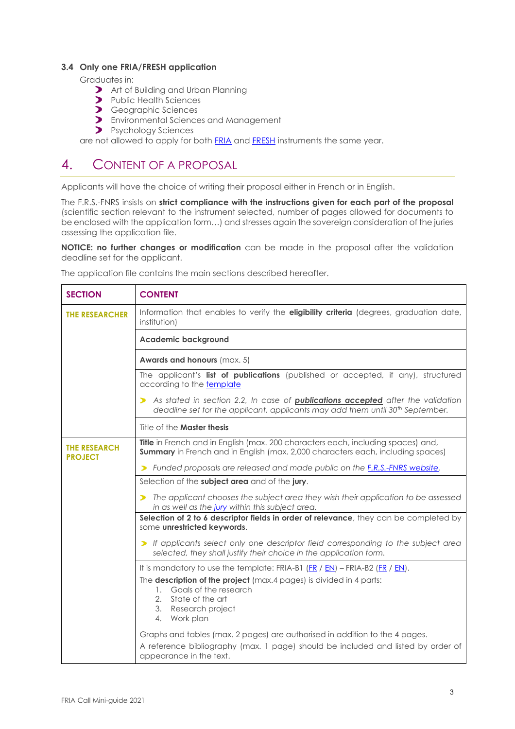### 3.4 Only one FRIA/FRESH application

Graduates in:

- Art of Building and Urban Planning
- Public Health Sciences
- Geographic Sciences
- Environmental Sciences and Management
- Psychology Sciences

are not allowed to apply for both FRIA and FRESH instruments the same year.

# 4. Content of a proposal

Applicants will have the choice of writing their proposal either in French or in English.

The F.R.S.-FNRS insists on **strict compliance with the instructions given for each part of the proposal** (scientific section relevant to the instrument selected, number of pages allowed for documents to be enclosed with the application form…) and stresses again the sovereign consideration of the juries assessing the application file.

**NOTICE: no further changes or modification** can be made in the proposal after the validation deadline set for the applicant.

The application file contains the main sections described hereafter.

| SECTION | CONTENT |
|---|---|
| THE RESEARCHER | Information that enables to verify the **eligibility criteria** (degrees, graduation date, institution) |
| | **Academic background** |
| | **Awards and honours** (max. 5) |
| | The applicant's **list of publications** (published or accepted, if any), structured according to the template<br><br>➤ *As stated in section 2.2, In case of* ***publications accepted*** *after the validation deadline set for the applicant, applicants may add them until 30th September.* |
| | Title of the **Master thesis** |
| THE RESEARCH PROJECT | **Title** in French and in English (max. 200 characters each, including spaces) and, **Summary** in French and in English (max. 2,000 characters each, including spaces)<br><br>➤ *Funded proposals are released and made public on the F.R.S.-FNRS website.* |
| | Selection of the **subject area** and of the **jury**.<br><br>➤ *The applicant chooses the subject area they wish their application to be assessed in as well as the jury within this subject area.* |
| | **Selection of 2 to 6 descriptor fields in order of relevance**, they can be completed by some **unrestricted keywords**.<br><br>➤ *If applicants select only one descriptor field corresponding to the subject area selected, they shall justify their choice in the application form.* |
| | It is mandatory to use the template: FRIA-B1 (FR / EN) – FRIA-B2 (FR / EN).<br><br>The **description of the project** (max.4 pages) is divided in 4 parts:<br>1. Goals of the research<br>2. State of the art<br>3. Research project<br>4. Work plan<br><br>Graphs and tables (max. 2 pages) are authorised in addition to the 4 pages.<br>A reference bibliography (max. 1 page) should be included and listed by order of appearance in the text. |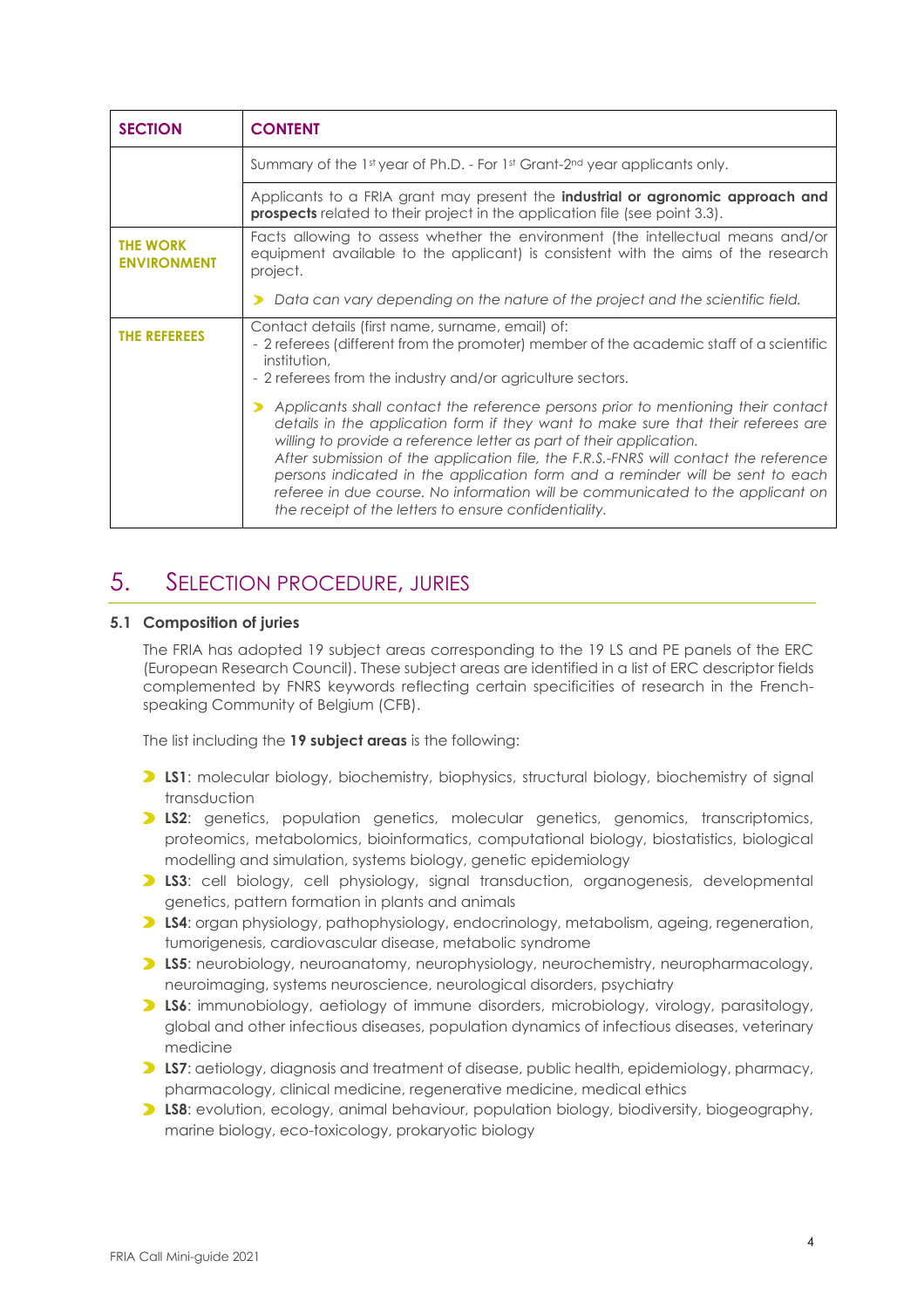| SECTION | CONTENT |
| --- | --- |
| | Summary of the 1st year of Ph.D. - For 1st Grant-2nd year applicants only. |
| | Applicants to a FRIA grant may present the **industrial or agronomic approach and prospects** related to their project in the application file (see point 3.3). |
| **THE WORK ENVIRONMENT** | Facts allowing to assess whether the environment (the intellectual means and/or equipment available to the applicant) is consistent with the aims of the research project. <br> *Data can vary depending on the nature of the project and the scientific field.* |
| **THE REFEREES** | Contact details (first name, surname, email) of: <br> - 2 referees (different from the promoter) member of the academic staff of a scientific institution, <br> - 2 referees from the industry and/or agriculture sectors. <br> *Applicants shall contact the reference persons prior to mentioning their contact details in the application form if they want to make sure that their referees are willing to provide a reference letter as part of their application.* <br> *After submission of the application file, the F.R.S.-FNRS will contact the reference persons indicated in the application form and a reminder will be sent to each referee in due course. No information will be communicated to the applicant on the receipt of the letters to ensure confidentiality.* |

# 5. Selection procedure, juries

## 5.1 Composition of juries

The FRIA has adopted 19 subject areas corresponding to the 19 LS and PE panels of the ERC (European Research Council). These subject areas are identified in a list of ERC descriptor fields complemented by FNRS keywords reflecting certain specificities of research in the French-speaking Community of Belgium (CFB).

The list including the **19 subject areas** is the following:

- **LS1**: molecular biology, biochemistry, biophysics, structural biology, biochemistry of signal transduction
- **LS2**: genetics, population genetics, molecular genetics, genomics, transcriptomics, proteomics, metabolomics, bioinformatics, computational biology, biostatistics, biological modelling and simulation, systems biology, genetic epidemiology
- **LS3**: cell biology, cell physiology, signal transduction, organogenesis, developmental genetics, pattern formation in plants and animals
- **LS4**: organ physiology, pathophysiology, endocrinology, metabolism, ageing, regeneration, tumorigenesis, cardiovascular disease, metabolic syndrome
- **LS5**: neurobiology, neuroanatomy, neurophysiology, neurochemistry, neuropharmacology, neuroimaging, systems neuroscience, neurological disorders, psychiatry
- **LS6**: immunobiology, aetiology of immune disorders, microbiology, virology, parasitology, global and other infectious diseases, population dynamics of infectious diseases, veterinary medicine
- **LS7**: aetiology, diagnosis and treatment of disease, public health, epidemiology, pharmacy, pharmacology, clinical medicine, regenerative medicine, medical ethics
- **LS8**: evolution, ecology, animal behaviour, population biology, biodiversity, biogeography, marine biology, eco-toxicology, prokaryotic biology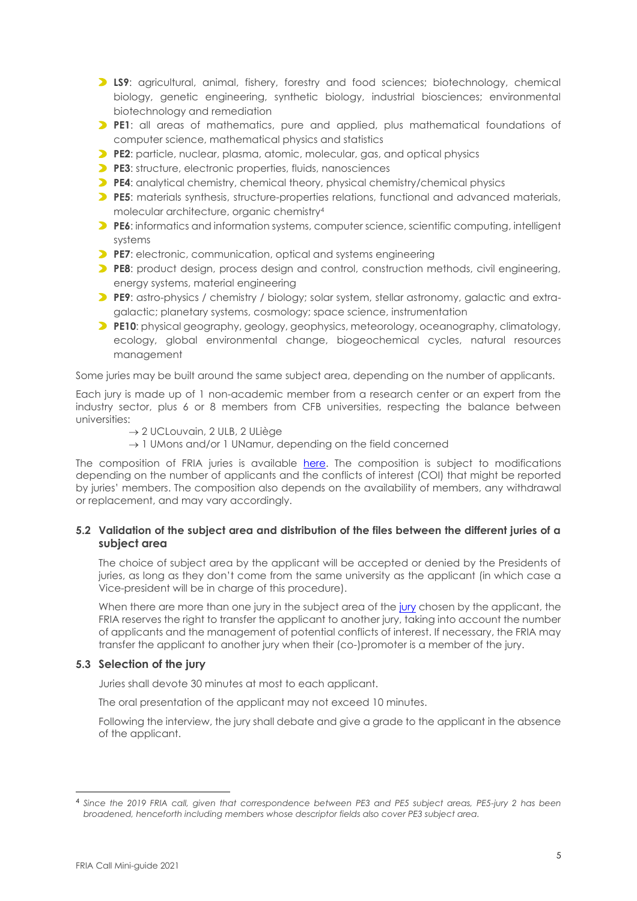- **LS9**: agricultural, animal, fishery, forestry and food sciences; biotechnology, chemical biology, genetic engineering, synthetic biology, industrial biosciences; environmental biotechnology and remediation
- **PE1**: all areas of mathematics, pure and applied, plus mathematical foundations of computer science, mathematical physics and statistics
- **PE2**: particle, nuclear, plasma, atomic, molecular, gas, and optical physics
- **PE3**: structure, electronic properties, fluids, nanosciences
- **PE4**: analytical chemistry, chemical theory, physical chemistry/chemical physics
- **PE5**: materials synthesis, structure-properties relations, functional and advanced materials, molecular architecture, organic chemistry[4]
- **PE6**: informatics and information systems, computer science, scientific computing, intelligent systems
- **PE7**: electronic, communication, optical and systems engineering
- **PE8**: product design, process design and control, construction methods, civil engineering, energy systems, material engineering
- **PE9**: astro-physics / chemistry / biology; solar system, stellar astronomy, galactic and extra-galactic; planetary systems, cosmology; space science, instrumentation
- **PE10**: physical geography, geology, geophysics, meteorology, oceanography, climatology, ecology, global environmental change, biogeochemical cycles, natural resources management

Some juries may be built around the same subject area, depending on the number of applicants.

Each jury is made up of 1 non-academic member from a research center or an expert from the industry sector, plus 6 or 8 members from CFB universities, respecting the balance between universities:

→ 2 UCLouvain, 2 ULB, 2 ULiège
→ 1 UMons and/or 1 UNamur, depending on the field concerned

The composition of FRIA juries is available here. The composition is subject to modifications depending on the number of applicants and the conflicts of interest (COI) that might be reported by juries' members. The composition also depends on the availability of members, any withdrawal or replacement, and may vary accordingly.

### 5.2 Validation of the subject area and distribution of the files between the different juries of a subject area

The choice of subject area by the applicant will be accepted or denied by the Presidents of juries, as long as they don't come from the same university as the applicant (in which case a Vice-president will be in charge of this procedure).

When there are more than one jury in the subject area of the jury chosen by the applicant, the FRIA reserves the right to transfer the applicant to another jury, taking into account the number of applicants and the management of potential conflicts of interest. If necessary, the FRIA may transfer the applicant to another jury when their (co-)promoter is a member of the jury.

### 5.3 Selection of the jury

Juries shall devote 30 minutes at most to each applicant.

The oral presentation of the applicant may not exceed 10 minutes.

Following the interview, the jury shall debate and give a grade to the applicant in the absence of the applicant.

---

[4] *Since the 2019 FRIA call, given that correspondence between PE3 and PE5 subject areas, PE5-jury 2 has been broadened, henceforth including members whose descriptor fields also cover PE3 subject area.*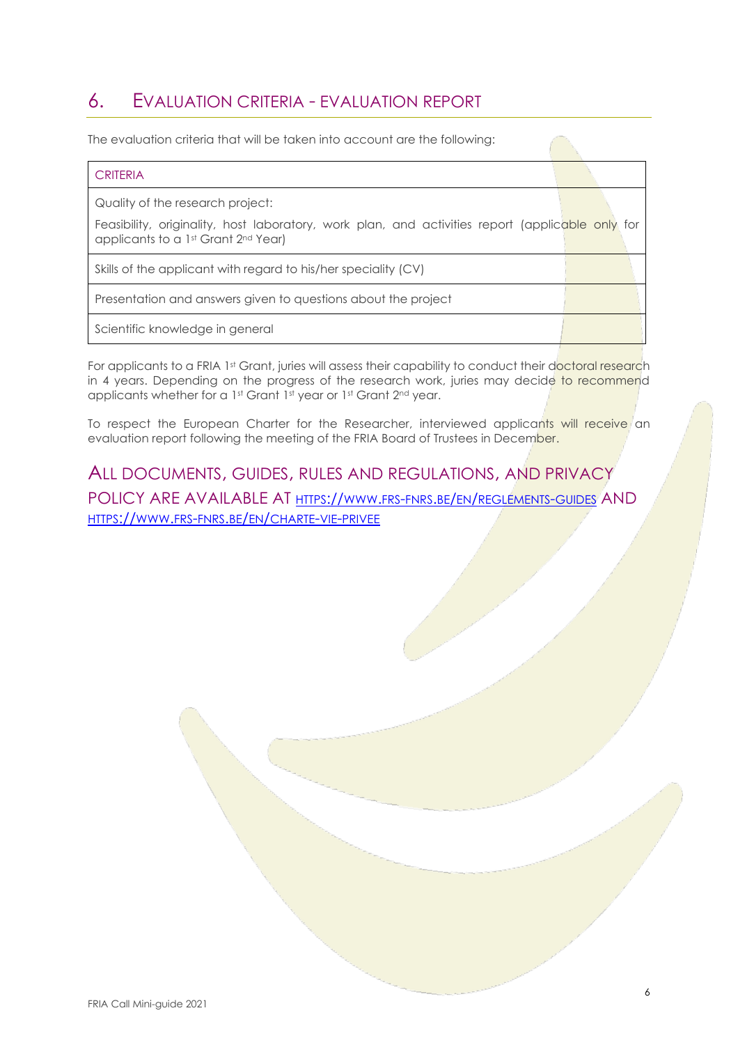## 6. EVALUATION CRITERIA - EVALUATION REPORT

The evaluation criteria that will be taken into account are the following:

| CRITERIA |
|---|
| Quality of the research project:<br>Feasibility, originality, host laboratory, work plan, and activities report (applicable only for applicants to a 1st Grant 2nd Year) |
| Skills of the applicant with regard to his/her speciality (CV) |
| Presentation and answers given to questions about the project |
| Scientific knowledge in general |

For applicants to a FRIA 1st Grant, juries will assess their capability to conduct their doctoral research in 4 years. Depending on the progress of the research work, juries may decide to recommend applicants whether for a 1st Grant 1st year or 1st Grant 2nd year.

To respect the European Charter for the Researcher, interviewed applicants will receive an evaluation report following the meeting of the FRIA Board of Trustees in December.

## ALL DOCUMENTS, GUIDES, RULES AND REGULATIONS, AND PRIVACY POLICY ARE AVAILABLE AT HTTPS://WWW.FRS-FNRS.BE/EN/REGLEMENTS-GUIDES AND HTTPS://WWW.FRS-FNRS.BE/EN/CHARTE-VIE-PRIVEE